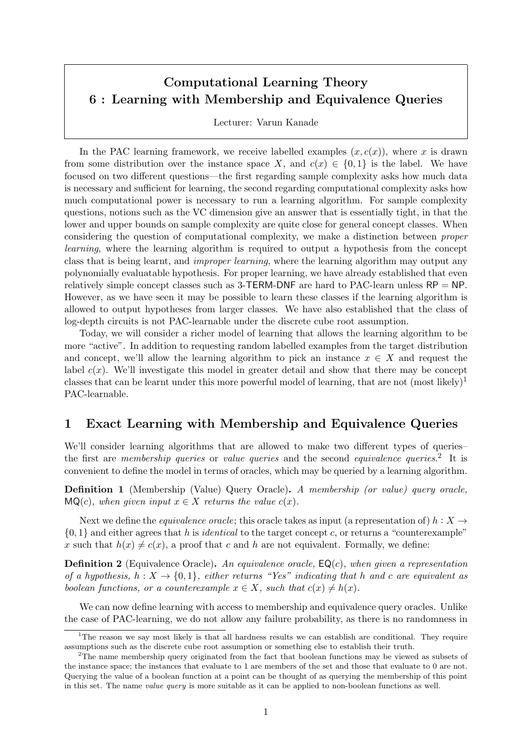# Computational Learning Theory
## 6 : Learning with Membership and Equivalence Queries

Lecturer: Varun Kanade

In the PAC learning framework, we receive labelled examples $(x, c(x))$, where $x$ is drawn from some distribution over the instance space $X$, and $c(x) \in \{0, 1\}$ is the label. We have focused on two different questions—the first regarding sample complexity asks how much data is necessary and sufficient for learning, the second regarding computational complexity asks how much computational power is necessary to run a learning algorithm. For sample complexity questions, notions such as the VC dimension give an answer that is essentially tight, in that the lower and upper bounds on sample complexity are quite close for general concept classes. When considering the question of computational complexity, we make a distinction between *proper learning*, where the learning algorithm is required to output a hypothesis from the concept class that is being learnt, and *improper learning*, where the learning algorithm may output any polynomially evaluatable hypothesis. For proper learning, we have already established that even relatively simple concept classes such as 3-TERM-DNF are hard to PAC-learn unless RP = NP. However, as we have seen it may be possible to learn these classes if the learning algorithm is allowed to output hypotheses from larger classes. We have also established that the class of log-depth circuits is not PAC-learnable under the discrete cube root assumption.

Today, we will consider a richer model of learning that allows the learning algorithm to be more "active". In addition to requesting random labelled examples from the target distribution and concept, we'll allow the learning algorithm to pick an instance $x \in X$ and request the label $c(x)$. We'll investigate this model in greater detail and show that there may be concept classes that can be learnt under this more powerful model of learning, that are not (most likely)[1] PAC-learnable.

## 1 Exact Learning with Membership and Equivalence Queries

We'll consider learning algorithms that are allowed to make two different types of queries–the first are *membership queries* or *value queries* and the second *equivalence queries*.[2] It is convenient to define the model in terms of oracles, which may be queried by a learning algorithm.

**Definition 1** (Membership (Value) Query Oracle). *A membership (or value) query oracle, $\mathsf{MQ}(c)$, when given input $x \in X$ returns the value $c(x)$.*

Next we define the *equivalence oracle*; this oracle takes as input (a representation of) $h : X \to \{0, 1\}$ and either agrees that $h$ is *identical* to the target concept $c$, or returns a "counterexample" $x$ such that $h(x) \neq c(x)$, a proof that $c$ and $h$ are not equivalent. Formally, we define:

**Definition 2** (Equivalence Oracle). *An equivalence oracle, $\mathsf{EQ}(c)$, when given a representation of a hypothesis, $h : X \to \{0, 1\}$, either returns "Yes" indicating that $h$ and $c$ are equivalent as boolean functions, or a counterexample $x \in X$, such that $c(x) \neq h(x)$.*

We can now define learning with access to membership and equivalence query oracles. Unlike the case of PAC-learning, we do not allow any failure probability, as there is no randomness in

[1] The reason we say most likely is that all hardness results we can establish are conditional. They require assumptions such as the discrete cube root assumption or something else to establish their truth.

[2] The name membership query originated from the fact that boolean functions may be viewed as subsets of the instance space; the instances that evaluate to 1 are members of the set and those that evaluate to 0 are not. Querying the value of a boolean function at a point can be thought of as querying the membership of this point in this set. The name *value query* is more suitable as it can be applied to non-boolean functions as well.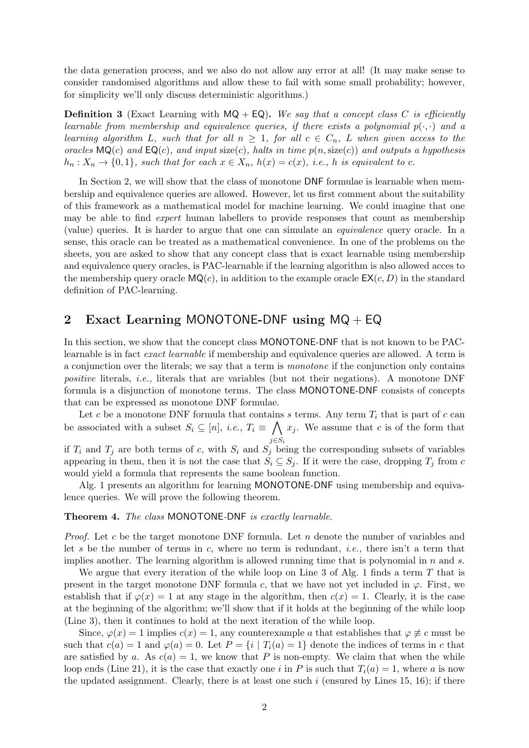the data generation process, and we also do not allow any error at all! (It may make sense to consider randomised algorithms and allow these to fail with some small probability; however, for simplicity we'll only discuss deterministic algorithms.)

**Definition 3** (Exact Learning with $\mathsf{MQ} + \mathsf{EQ}$)**.** *We say that a concept class $C$ is efficiently learnable from membership and equivalence queries, if there exists a polynomial $p(\cdot, \cdot)$ and a learning algorithm $L$, such that for all $n \geq 1$, for all $c \in C_n$, $L$ when given access to the oracles $\mathsf{MQ}(c)$ and $\mathsf{EQ}(c)$, and input $\text{size}(c)$, halts in time $p(n, \text{size}(c))$ and outputs a hypothesis $h_n : X_n \to \{0, 1\}$, such that for each $x \in X_n$, $h(x) = c(x)$, i.e., $h$ is equivalent to $c$.*

In Section 2, we will show that the class of monotone DNF formulae is learnable when membership and equivalence queries are allowed. However, let us first comment about the suitability of this framework as a mathematical model for machine learning. We could imagine that one may be able to find *expert* human labellers to provide responses that count as membership (value) queries. It is harder to argue that one can simulate an *equivalence* query oracle. In a sense, this oracle can be treated as a mathematical convenience. In one of the problems on the sheets, you are asked to show that any concept class that is exact learnable using membership and equivalence query oracles, is PAC-learnable if the learning algorithm is also allowed acces to the membership query oracle $\mathsf{MQ}(c)$, in addition to the example oracle $\mathsf{EX}(c, D)$ in the standard definition of PAC-learning.

## 2 Exact Learning MONOTONE-DNF using $\mathsf{MQ} + \mathsf{EQ}$

In this section, we show that the concept class MONOTONE-DNF that is not known to be PAC-learnable is in fact *exact learnable* if membership and equivalence queries are allowed. A term is a conjunction over the literals; we say that a term is *monotone* if the conjunction only contains *positive* literals, *i.e.,* literals that are variables (but not their negations). A monotone DNF formula is a disjunction of monotone terms. The class MONOTONE-DNF consists of concepts that can be expressed as monotone DNF formulae.

Let $c$ be a monotone DNF formula that contains $s$ terms. Any term $T_i$ that is part of $c$ can be associated with a subset $S_i \subseteq [n]$, *i.e.,* $T_i \equiv \bigwedge_{j \in S_i} x_j$. We assume that $c$ is of the form that if $T_i$ and $T_j$ are both terms of $c$, with $S_i$ and $S_j$ being the corresponding subsets of variables appearing in them, then it is not the case that $S_i \subseteq S_j$. If it were the case, dropping $T_j$ from $c$ would yield a formula that represents the same boolean function.

Alg. 1 presents an algorithm for learning MONOTONE-DNF using membership and equivalence queries. We will prove the following theorem.

**Theorem 4.** *The class MONOTONE-DNF is exactly learnable.*

*Proof.* Let $c$ be the target monotone DNF formula. Let $n$ denote the number of variables and let $s$ be the number of terms in $c$, where no term is redundant, *i.e.,* there isn't a term that implies another. The learning algorithm is allowed running time that is polynomial in $n$ and $s$.

We argue that every iteration of the while loop on Line 3 of Alg. 1 finds a term $T$ that is present in the target monotone DNF formula $c$, that we have not yet included in $\varphi$. First, we establish that if $\varphi(x) = 1$ at any stage in the algorithm, then $c(x) = 1$. Clearly, it is the case at the beginning of the algorithm; we'll show that if it holds at the beginning of the while loop (Line 3), then it continues to hold at the next iteration of the while loop.

Since, $\varphi(x) = 1$ implies $c(x) = 1$, any counterexample $a$ that establishes that $\varphi \not\equiv c$ must be such that $c(a) = 1$ and $\varphi(a) = 0$. Let $P = \{i \mid T_i(a) = 1\}$ denote the indices of terms in $c$ that are satisfied by $a$. As $c(a) = 1$, we know that $P$ is non-empty. We claim that when the while loop ends (Line 21), it is the case that exactly one $i$ in $P$ is such that $T_i(a) = 1$, where $a$ is now the updated assignment. Clearly, there is at least one such $i$ (ensured by Lines 15, 16); if there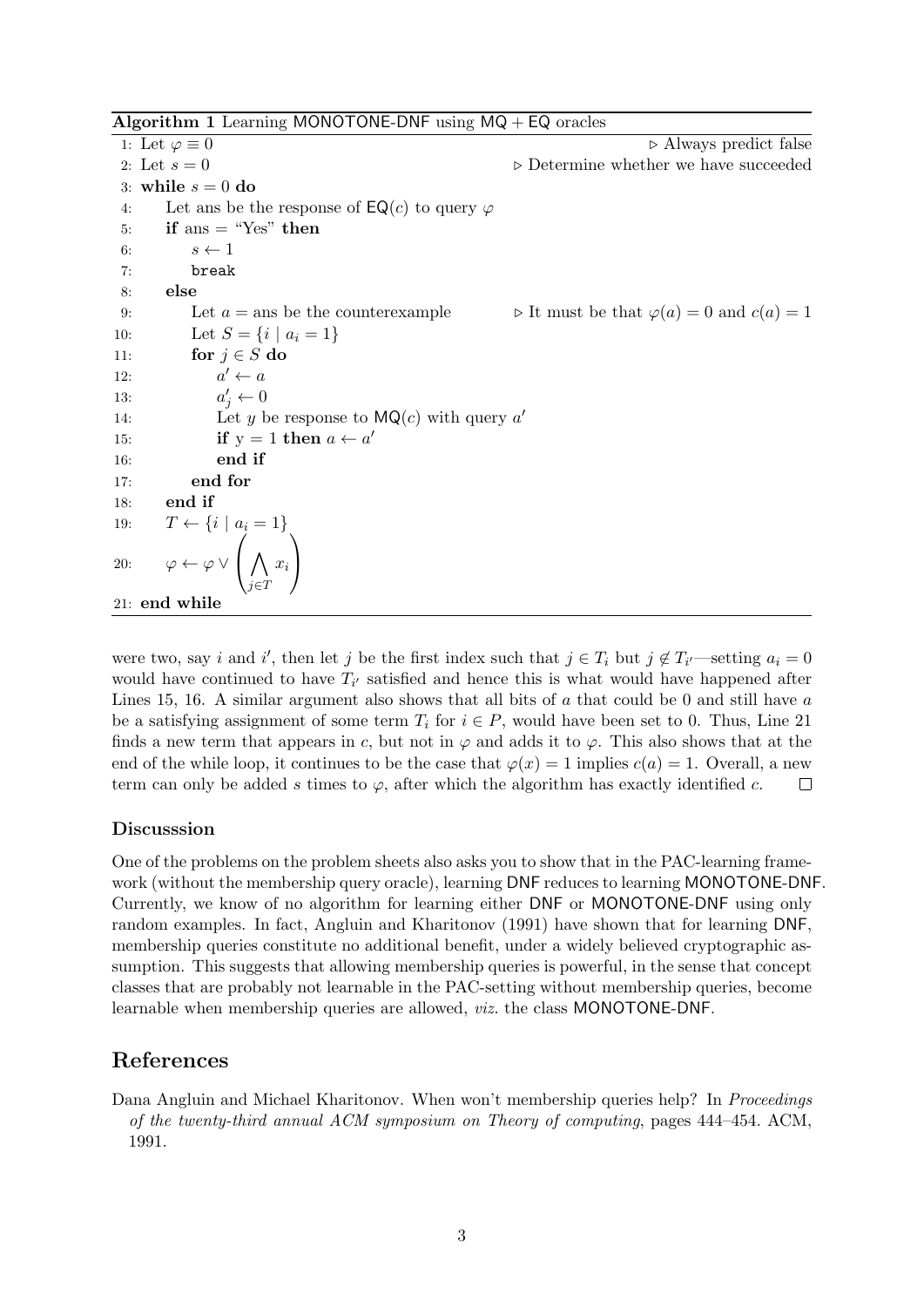**Algorithm 1** Learning MONOTONE-DNF using MQ + EQ oracles

```
1: Let φ ≡ 0                                              ▷ Always predict false
2: Let s = 0                                   ▷ Determine whether we have succeeded
3: while s = 0 do
4:     Let ans be the response of EQ(c) to query φ
5:     if ans = "Yes" then
6:         s ← 1
7:         break
8:     else
9:         Let a = ans be the counterexample   ▷ It must be that φ(a) = 0 and c(a) = 1
10:        Let S = {i | a_i = 1}
11:        for j ∈ S do
12:            a' ← a
13:            a'_j ← 0
14:            Let y be response to MQ(c) with query a'
15:            if y = 1 then a ← a'
16:            end if
17:        end for
18:    end if
19:    T ← {i | a_i = 1}
20:    φ ← φ ∨ ( ⋀_{j∈T} x_i )
21: end while
```

were two, say $i$ and $i'$, then let $j$ be the first index such that $j \in T_i$ but $j \notin T_{i'}$—setting $a_i = 0$ would have continued to have $T_{i'}$ satisfied and hence this is what would have happened after Lines 15, 16. A similar argument also shows that all bits of $a$ that could be 0 and still have $a$ be a satisfying assignment of some term $T_i$ for $i \in P$, would have been set to 0. Thus, Line 21 finds a new term that appears in $c$, but not in $\varphi$ and adds it to $\varphi$. This also shows that at the end of the while loop, it continues to be the case that $\varphi(x) = 1$ implies $c(a) = 1$. Overall, a new term can only be added $s$ times to $\varphi$, after which the algorithm has exactly identified $c$. □

### Discusssion

One of the problems on the problem sheets also asks you to show that in the PAC-learning framework (without the membership query oracle), learning DNF reduces to learning MONOTONE-DNF. Currently, we know of no algorithm for learning either DNF or MONOTONE-DNF using only random examples. In fact, Angluin and Kharitonov (1991) have shown that for learning DNF, membership queries constitute no additional benefit, under a widely believed cryptographic assumption. This suggests that allowing membership queries is powerful, in the sense that concept classes that are probably not learnable in the PAC-setting without membership queries, become learnable when membership queries are allowed, *viz.* the class MONOTONE-DNF.

## References

Dana Angluin and Michael Kharitonov. When won't membership queries help? In *Proceedings of the twenty-third annual ACM symposium on Theory of computing*, pages 444–454. ACM, 1991.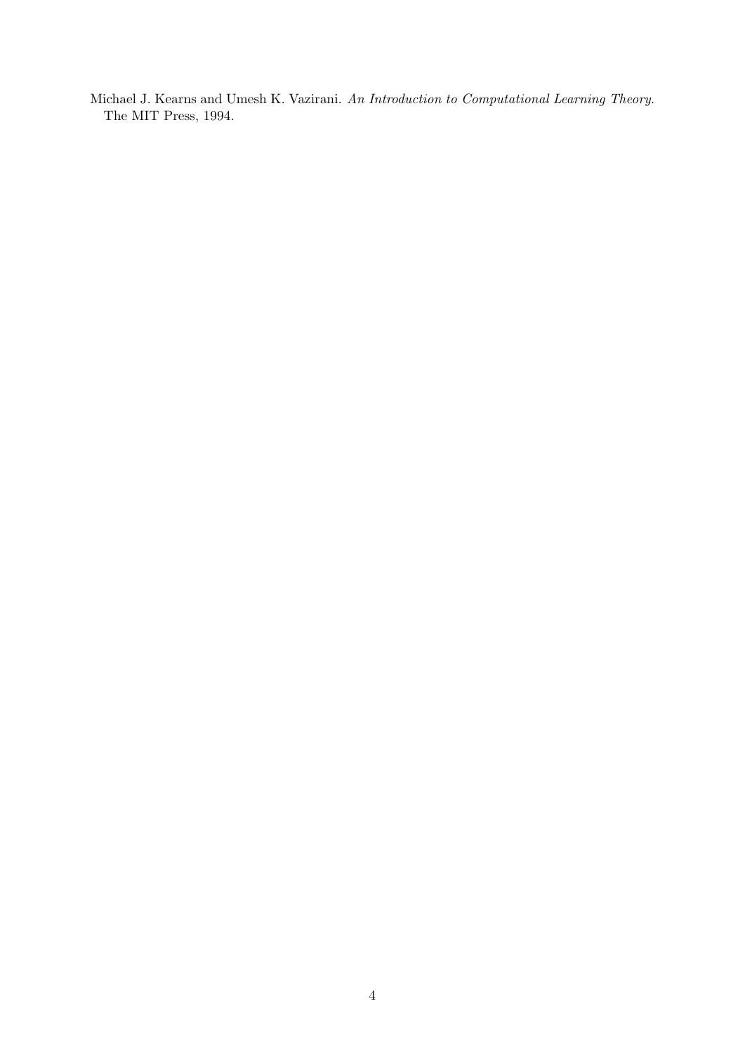Michael J. Kearns and Umesh K. Vazirani. *An Introduction to Computational Learning Theory*. The MIT Press, 1994.